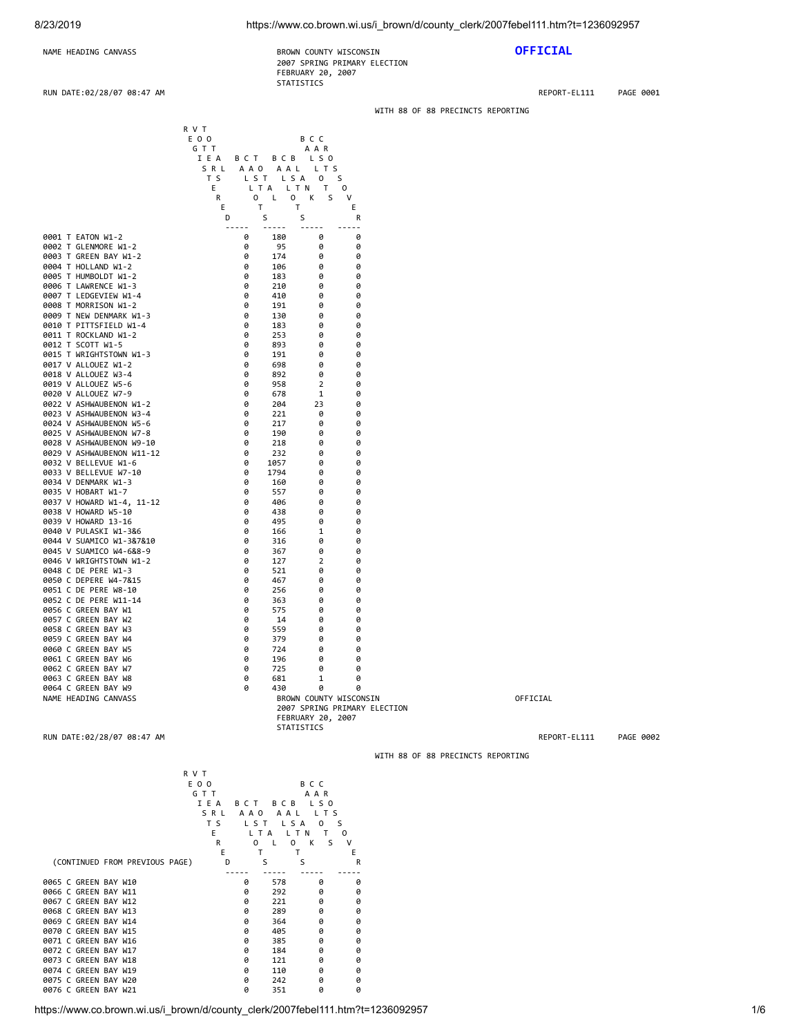NAME HEADING CANVASS

BROWN COUNTY WISCONSIN
2007 SPRING PRIMARY ELECTION
FEBRUARY 20, 2007
STATISTICS

**OFFICIAL**

RUN DATE:02/28/07 08:47 AM

REPORT-EL111 PAGE 0001

WITH 88 OF 88 PRECINCTS REPORTING

| | REGISTERED VOTERS TOTAL | BALLOTS CAST TOTAL | BALLOTS CAST BLANK | BALLOTS CAST CROSSOVER |
|---|---|---|---|---|
| 0001 T EATON W1-2 | 0 | 180 | 0 | 0 |
| 0002 T GLENMORE W1-2 | 0 | 95 | 0 | 0 |
| 0003 T GREEN BAY W1-2 | 0 | 174 | 0 | 0 |
| 0004 T HOLLAND W1-2 | 0 | 106 | 0 | 0 |
| 0005 T HUMBOLDT W1-2 | 0 | 183 | 0 | 0 |
| 0006 T LAWRENCE W1-3 | 0 | 210 | 0 | 0 |
| 0007 T LEDGEVIEW W1-4 | 0 | 410 | 0 | 0 |
| 0008 T MORRISON W1-2 | 0 | 191 | 0 | 0 |
| 0009 T NEW DENMARK W1-3 | 0 | 130 | 0 | 0 |
| 0010 T PITTSFIELD W1-4 | 0 | 183 | 0 | 0 |
| 0011 T ROCKLAND W1-2 | 0 | 253 | 0 | 0 |
| 0012 T SCOTT W1-5 | 0 | 893 | 0 | 0 |
| 0015 T WRIGHTSTOWN W1-3 | 0 | 191 | 0 | 0 |
| 0017 V ALLOUEZ W1-2 | 0 | 698 | 0 | 0 |
| 0018 V ALLOUEZ W3-4 | 0 | 892 | 0 | 0 |
| 0019 V ALLOUEZ W5-6 | 0 | 958 | 2 | 0 |
| 0020 V ALLOUEZ W7-9 | 0 | 678 | 1 | 0 |
| 0022 V ASHWAUBENON W1-2 | 0 | 204 | 23 | 0 |
| 0023 V ASHWAUBENON W3-4 | 0 | 221 | 0 | 0 |
| 0024 V ASHWAUBENON W5-6 | 0 | 217 | 0 | 0 |
| 0025 V ASHWAUBENON W7-8 | 0 | 190 | 0 | 0 |
| 0028 V ASHWAUBENON W9-10 | 0 | 218 | 0 | 0 |
| 0029 V ASHWAUBENON W11-12 | 0 | 232 | 0 | 0 |
| 0032 V BELLEVUE W1-6 | 0 | 1057 | 0 | 0 |
| 0033 V BELLEVUE W7-10 | 0 | 1794 | 0 | 0 |
| 0034 V DENMARK W1-3 | 0 | 160 | 0 | 0 |
| 0035 V HOBART W1-7 | 0 | 557 | 0 | 0 |
| 0037 V HOWARD W1-4, 11-12 | 0 | 406 | 0 | 0 |
| 0038 V HOWARD W5-10 | 0 | 438 | 0 | 0 |
| 0039 V HOWARD 13-16 | 0 | 495 | 0 | 0 |
| 0040 V PULASKI W1-3&6 | 0 | 166 | 1 | 0 |
| 0044 V SUAMICO W1-3&7&10 | 0 | 316 | 0 | 0 |
| 0045 V SUAMICO W4-6&8-9 | 0 | 367 | 0 | 0 |
| 0046 V WRIGHTSTOWN W1-2 | 0 | 127 | 2 | 0 |
| 0048 C DE PERE W1-3 | 0 | 521 | 0 | 0 |
| 0050 C DEPERE W4-7&15 | 0 | 467 | 0 | 0 |
| 0051 C DE PERE W8-10 | 0 | 256 | 0 | 0 |
| 0052 C DE PERE W11-14 | 0 | 363 | 0 | 0 |
| 0056 C GREEN BAY W1 | 0 | 575 | 0 | 0 |
| 0057 C GREEN BAY W2 | 0 | 14 | 0 | 0 |
| 0058 C GREEN BAY W3 | 0 | 559 | 0 | 0 |
| 0059 C GREEN BAY W4 | 0 | 379 | 0 | 0 |
| 0060 C GREEN BAY W5 | 0 | 724 | 0 | 0 |
| 0061 C GREEN BAY W6 | 0 | 196 | 0 | 0 |
| 0062 C GREEN BAY W7 | 0 | 725 | 0 | 0 |
| 0063 C GREEN BAY W8 | 0 | 681 | 1 | 0 |
| 0064 C GREEN BAY W9 | 0 | 430 | 0 | 0 |

NAME HEADING CANVASS

BROWN COUNTY WISCONSIN
2007 SPRING PRIMARY ELECTION
FEBRUARY 20, 2007
STATISTICS

OFFICIAL

RUN DATE:02/28/07 08:47 AM

REPORT-EL111 PAGE 0002

WITH 88 OF 88 PRECINCTS REPORTING

| (CONTINUED FROM PREVIOUS PAGE) | REGISTERED VOTERS TOTAL | BALLOTS CAST TOTAL | BALLOTS CAST BLANK | BALLOTS CAST CROSSOVER |
|---|---|---|---|---|
| 0065 C GREEN BAY W10 | 0 | 578 | 0 | 0 |
| 0066 C GREEN BAY W11 | 0 | 292 | 0 | 0 |
| 0067 C GREEN BAY W12 | 0 | 221 | 0 | 0 |
| 0068 C GREEN BAY W13 | 0 | 289 | 0 | 0 |
| 0069 C GREEN BAY W14 | 0 | 364 | 0 | 0 |
| 0070 C GREEN BAY W15 | 0 | 405 | 0 | 0 |
| 0071 C GREEN BAY W16 | 0 | 385 | 0 | 0 |
| 0072 C GREEN BAY W17 | 0 | 184 | 0 | 0 |
| 0073 C GREEN BAY W18 | 0 | 121 | 0 | 0 |
| 0074 C GREEN BAY W19 | 0 | 110 | 0 | 0 |
| 0075 C GREEN BAY W20 | 0 | 242 | 0 | 0 |
| 0076 C GREEN BAY W21 | 0 | 351 | 0 | 0 |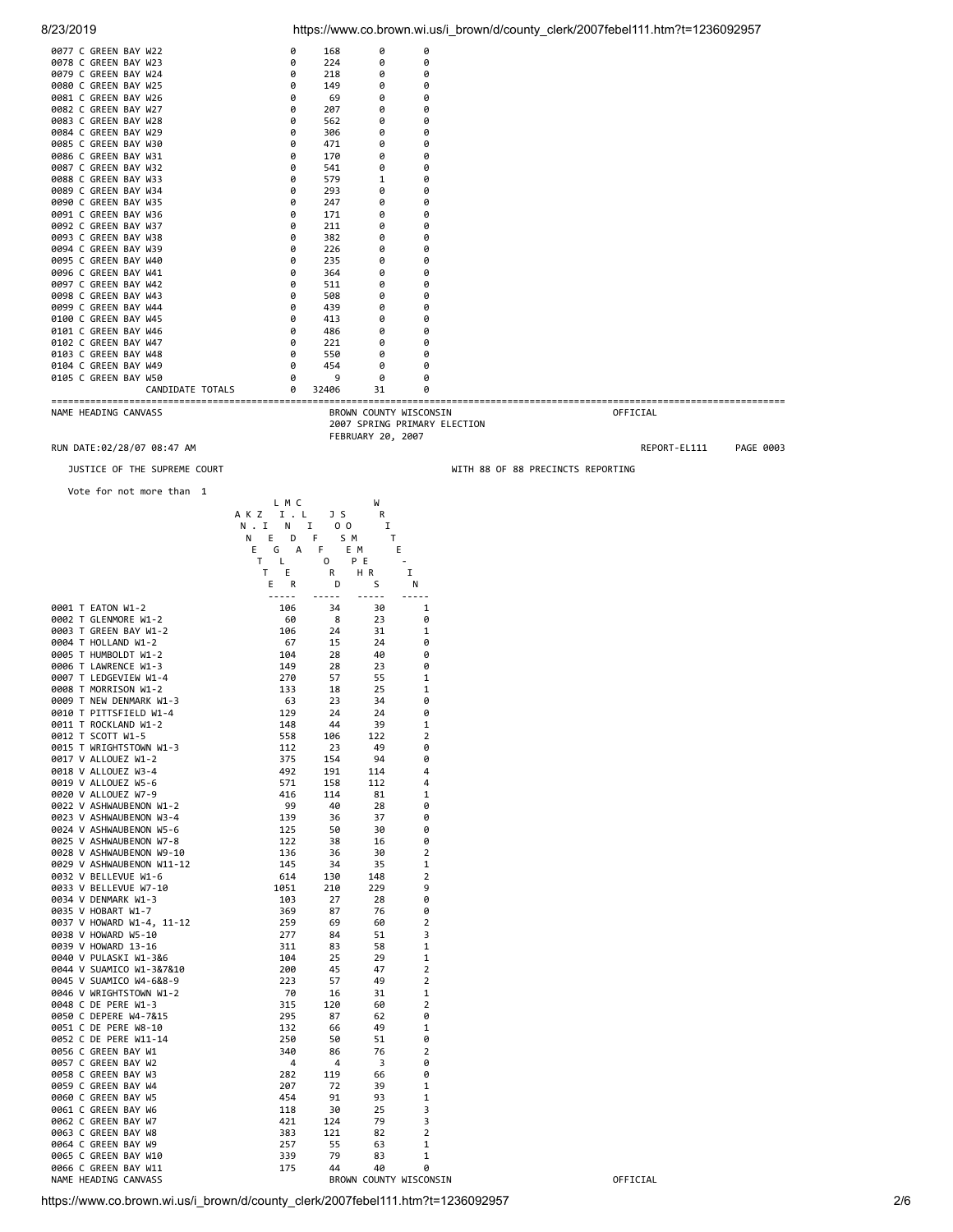| Precinct | | | | |
|---|---|---|---|---|
| 0077 C GREEN BAY W22 | 0 | 168 | 0 | 0 |
| 0078 C GREEN BAY W23 | 0 | 224 | 0 | 0 |
| 0079 C GREEN BAY W24 | 0 | 218 | 0 | 0 |
| 0080 C GREEN BAY W25 | 0 | 149 | 0 | 0 |
| 0081 C GREEN BAY W26 | 0 | 69 | 0 | 0 |
| 0082 C GREEN BAY W27 | 0 | 207 | 0 | 0 |
| 0083 C GREEN BAY W28 | 0 | 562 | 0 | 0 |
| 0084 C GREEN BAY W29 | 0 | 306 | 0 | 0 |
| 0085 C GREEN BAY W30 | 0 | 471 | 0 | 0 |
| 0086 C GREEN BAY W31 | 0 | 170 | 0 | 0 |
| 0087 C GREEN BAY W32 | 0 | 541 | 0 | 0 |
| 0088 C GREEN BAY W33 | 0 | 579 | 1 | 0 |
| 0089 C GREEN BAY W34 | 0 | 293 | 0 | 0 |
| 0090 C GREEN BAY W35 | 0 | 247 | 0 | 0 |
| 0091 C GREEN BAY W36 | 0 | 171 | 0 | 0 |
| 0092 C GREEN BAY W37 | 0 | 211 | 0 | 0 |
| 0093 C GREEN BAY W38 | 0 | 382 | 0 | 0 |
| 0094 C GREEN BAY W39 | 0 | 226 | 0 | 0 |
| 0095 C GREEN BAY W40 | 0 | 235 | 0 | 0 |
| 0096 C GREEN BAY W41 | 0 | 364 | 0 | 0 |
| 0097 C GREEN BAY W42 | 0 | 511 | 0 | 0 |
| 0098 C GREEN BAY W43 | 0 | 508 | 0 | 0 |
| 0099 C GREEN BAY W44 | 0 | 439 | 0 | 0 |
| 0100 C GREEN BAY W45 | 0 | 413 | 0 | 0 |
| 0101 C GREEN BAY W46 | 0 | 486 | 0 | 0 |
| 0102 C GREEN BAY W47 | 0 | 221 | 0 | 0 |
| 0103 C GREEN BAY W48 | 0 | 550 | 0 | 0 |
| 0104 C GREEN BAY W49 | 0 | 454 | 0 | 0 |
| 0105 C GREEN BAY W50 | 0 | 9 | 0 | 0 |
| CANDIDATE TOTALS | 0 | 32406 | 31 | 0 |

NAME HEADING CANVASS — BROWN COUNTY WISCONSIN — OFFICIAL

2007 SPRING PRIMARY ELECTION

FEBRUARY 20, 2007

RUN DATE:02/28/07 08:47 AM — REPORT-EL111 PAGE 0003

JUSTICE OF THE SUPREME COURT — WITH 88 OF 88 PRECINCTS REPORTING

Vote for not more than 1

| Precinct | ANNETTE KINGSLAND ZIEGLER | LINDA M. CLIFFORD | JOSEPH S. MOREHEAD | WRITE-IN |
|---|---|---|---|---|
| 0001 T EATON W1-2 | 106 | 34 | 30 | 1 |
| 0002 T GLENMORE W1-2 | 60 | 8 | 23 | 0 |
| 0003 T GREEN BAY W1-2 | 106 | 24 | 31 | 1 |
| 0004 T HOLLAND W1-2 | 67 | 15 | 24 | 0 |
| 0005 T HUMBOLDT W1-2 | 104 | 28 | 40 | 0 |
| 0006 T LAWRENCE W1-3 | 149 | 28 | 23 | 0 |
| 0007 T LEDGEVIEW W1-4 | 270 | 57 | 55 | 1 |
| 0008 T MORRISON W1-2 | 133 | 18 | 25 | 1 |
| 0009 T NEW DENMARK W1-3 | 63 | 23 | 34 | 0 |
| 0010 T PITTSFIELD W1-4 | 129 | 24 | 24 | 0 |
| 0011 T ROCKLAND W1-2 | 148 | 44 | 39 | 1 |
| 0012 T SCOTT W1-5 | 558 | 106 | 122 | 2 |
| 0015 T WRIGHTSTOWN W1-3 | 112 | 23 | 49 | 0 |
| 0017 V ALLOUEZ W1-2 | 375 | 154 | 94 | 0 |
| 0018 V ALLOUEZ W3-4 | 492 | 191 | 114 | 4 |
| 0019 V ALLOUEZ W5-6 | 571 | 158 | 112 | 4 |
| 0020 V ALLOUEZ W7-9 | 416 | 114 | 81 | 1 |
| 0022 V ASHWAUBENON W1-2 | 99 | 40 | 28 | 0 |
| 0023 V ASHWAUBENON W3-4 | 139 | 36 | 37 | 0 |
| 0024 V ASHWAUBENON W5-6 | 125 | 50 | 30 | 0 |
| 0025 V ASHWAUBENON W7-8 | 122 | 38 | 16 | 0 |
| 0028 V ASHWAUBENON W9-10 | 136 | 36 | 30 | 2 |
| 0029 V ASHWAUBENON W11-12 | 145 | 34 | 35 | 1 |
| 0032 V BELLEVUE W1-6 | 614 | 130 | 148 | 2 |
| 0033 V BELLEVUE W7-10 | 1051 | 210 | 229 | 9 |
| 0034 V DENMARK W1-3 | 103 | 27 | 28 | 0 |
| 0035 V HOBART W1-7 | 369 | 87 | 76 | 0 |
| 0037 V HOWARD W1-4, 11-12 | 259 | 69 | 60 | 2 |
| 0038 V HOWARD W5-10 | 277 | 84 | 51 | 3 |
| 0039 V HOWARD 13-16 | 311 | 83 | 58 | 1 |
| 0040 V PULASKI W1-3&6 | 104 | 25 | 29 | 1 |
| 0044 V SUAMICO W1-3&7&10 | 200 | 45 | 47 | 2 |
| 0045 V SUAMICO W4-6&8-9 | 223 | 57 | 49 | 2 |
| 0046 V WRIGHTSTOWN W1-2 | 70 | 16 | 31 | 1 |
| 0048 C DE PERE W1-3 | 315 | 120 | 60 | 2 |
| 0050 C DEPERE W4-7&15 | 295 | 87 | 62 | 0 |
| 0051 C DE PERE W8-10 | 132 | 66 | 49 | 1 |
| 0052 C DE PERE W11-14 | 250 | 50 | 51 | 0 |
| 0056 C GREEN BAY W1 | 340 | 86 | 76 | 2 |
| 0057 C GREEN BAY W2 | 4 | 4 | 3 | 0 |
| 0058 C GREEN BAY W3 | 282 | 119 | 66 | 0 |
| 0059 C GREEN BAY W4 | 207 | 72 | 39 | 1 |
| 0060 C GREEN BAY W5 | 454 | 91 | 93 | 1 |
| 0061 C GREEN BAY W6 | 118 | 30 | 25 | 3 |
| 0062 C GREEN BAY W7 | 421 | 124 | 79 | 3 |
| 0063 C GREEN BAY W8 | 383 | 121 | 82 | 2 |
| 0064 C GREEN BAY W9 | 257 | 55 | 63 | 1 |
| 0065 C GREEN BAY W10 | 339 | 79 | 83 | 1 |
| 0066 C GREEN BAY W11 | 175 | 44 | 40 | 0 |

NAME HEADING CANVASS — BROWN COUNTY WISCONSIN — OFFICIAL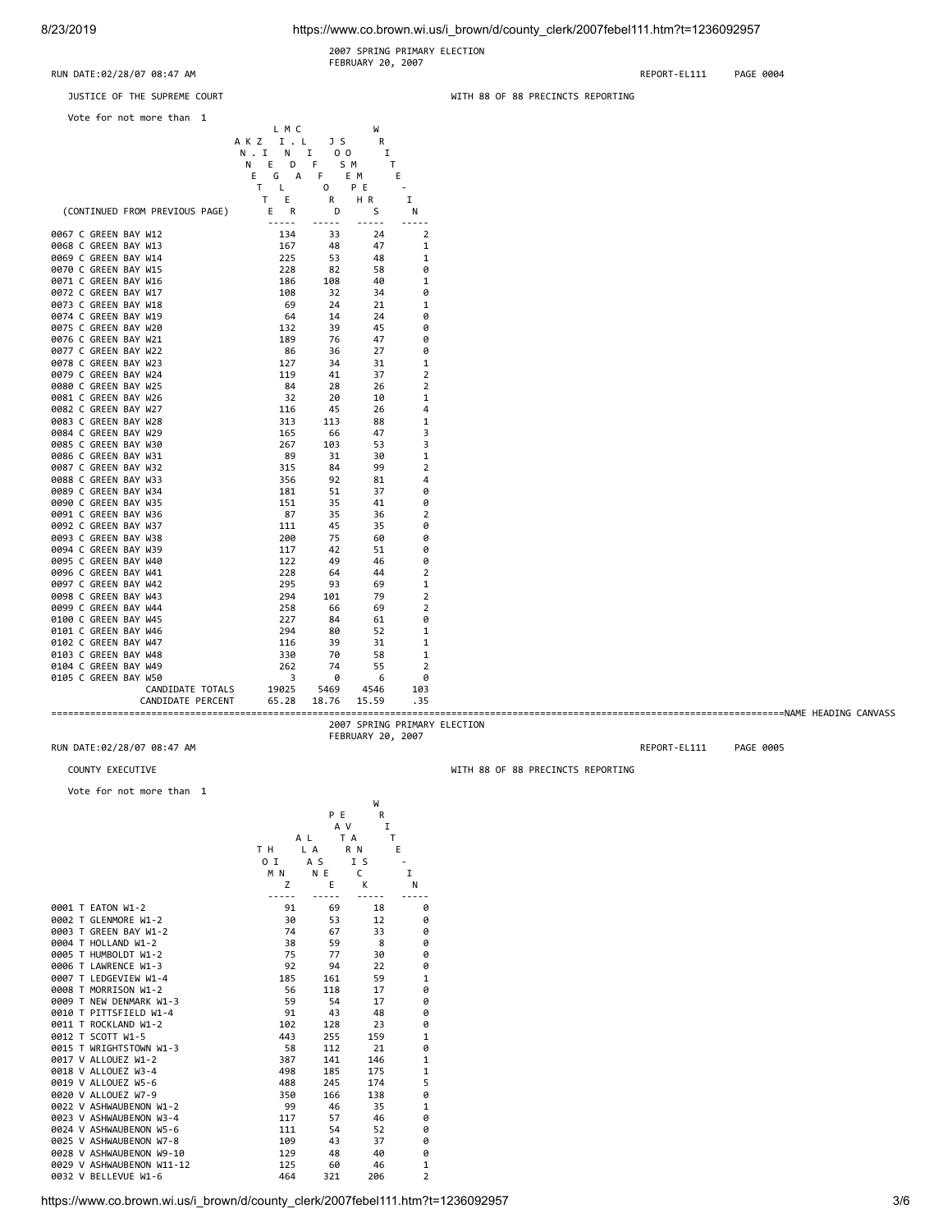2007 SPRING PRIMARY ELECTION
FEBRUARY 20, 2007

RUN DATE:02/28/07 08:47 AM REPORT-EL111 PAGE 0004

JUSTICE OF THE SUPREME COURT WITH 88 OF 88 PRECINCTS REPORTING

Vote for not more than 1

| (CONTINUED FROM PREVIOUS PAGE) | ANNETTE KINGSLAND ZIEGLER | LINDA M. CLIFFORD | JOSEPH SOMMERS | WRITE-IN |
|---|---|---|---|---|
| 0067 C GREEN BAY W12 | 134 | 33 | 24 | 2 |
| 0068 C GREEN BAY W13 | 167 | 48 | 47 | 1 |
| 0069 C GREEN BAY W14 | 225 | 53 | 48 | 1 |
| 0070 C GREEN BAY W15 | 228 | 82 | 58 | 0 |
| 0071 C GREEN BAY W16 | 186 | 108 | 40 | 1 |
| 0072 C GREEN BAY W17 | 108 | 32 | 34 | 0 |
| 0073 C GREEN BAY W18 | 69 | 24 | 21 | 1 |
| 0074 C GREEN BAY W19 | 64 | 14 | 24 | 0 |
| 0075 C GREEN BAY W20 | 132 | 39 | 45 | 0 |
| 0076 C GREEN BAY W21 | 189 | 76 | 47 | 0 |
| 0077 C GREEN BAY W22 | 86 | 36 | 27 | 0 |
| 0078 C GREEN BAY W23 | 127 | 34 | 31 | 1 |
| 0079 C GREEN BAY W24 | 119 | 41 | 37 | 2 |
| 0080 C GREEN BAY W25 | 84 | 28 | 26 | 2 |
| 0081 C GREEN BAY W26 | 32 | 20 | 10 | 1 |
| 0082 C GREEN BAY W27 | 116 | 45 | 26 | 4 |
| 0083 C GREEN BAY W28 | 313 | 113 | 88 | 1 |
| 0084 C GREEN BAY W29 | 165 | 66 | 47 | 3 |
| 0085 C GREEN BAY W30 | 267 | 103 | 53 | 3 |
| 0086 C GREEN BAY W31 | 89 | 31 | 30 | 1 |
| 0087 C GREEN BAY W32 | 315 | 84 | 99 | 2 |
| 0088 C GREEN BAY W33 | 356 | 92 | 81 | 4 |
| 0089 C GREEN BAY W34 | 181 | 51 | 37 | 0 |
| 0090 C GREEN BAY W35 | 151 | 35 | 41 | 0 |
| 0091 C GREEN BAY W36 | 87 | 35 | 36 | 2 |
| 0092 C GREEN BAY W37 | 111 | 45 | 35 | 0 |
| 0093 C GREEN BAY W38 | 200 | 75 | 60 | 0 |
| 0094 C GREEN BAY W39 | 117 | 42 | 51 | 0 |
| 0095 C GREEN BAY W40 | 122 | 49 | 46 | 0 |
| 0096 C GREEN BAY W41 | 228 | 64 | 44 | 2 |
| 0097 C GREEN BAY W42 | 295 | 93 | 69 | 1 |
| 0098 C GREEN BAY W43 | 294 | 101 | 79 | 2 |
| 0099 C GREEN BAY W44 | 258 | 66 | 69 | 2 |
| 0100 C GREEN BAY W45 | 227 | 84 | 61 | 0 |
| 0101 C GREEN BAY W46 | 294 | 80 | 52 | 1 |
| 0102 C GREEN BAY W47 | 116 | 39 | 31 | 1 |
| 0103 C GREEN BAY W48 | 330 | 70 | 58 | 1 |
| 0104 C GREEN BAY W49 | 262 | 74 | 55 | 2 |
| 0105 C GREEN BAY W50 | 3 | 0 | 6 | 0 |
| CANDIDATE TOTALS | 19025 | 5469 | 4546 | 103 |
| CANDIDATE PERCENT | 65.28 | 18.76 | 15.59 | .35 |

=====NAME HEADING CANVASS

2007 SPRING PRIMARY ELECTION
FEBRUARY 20, 2007

RUN DATE:02/28/07 08:47 AM REPORT-EL111 PAGE 0005

COUNTY EXECUTIVE WITH 88 OF 88 PRECINCTS REPORTING

Vote for not more than 1

| | TOM HINZ | ALAN LASEE | PAT EVANS | WRITE-IN |
|---|---|---|---|---|
| 0001 T EATON W1-2 | 91 | 69 | 18 | 0 |
| 0002 T GLENMORE W1-2 | 30 | 53 | 12 | 0 |
| 0003 T GREEN BAY W1-2 | 74 | 67 | 33 | 0 |
| 0004 T HOLLAND W1-2 | 38 | 59 | 8 | 0 |
| 0005 T HUMBOLDT W1-2 | 75 | 77 | 30 | 0 |
| 0006 T LAWRENCE W1-3 | 92 | 94 | 22 | 0 |
| 0007 T LEDGEVIEW W1-4 | 185 | 161 | 59 | 1 |
| 0008 T MORRISON W1-2 | 56 | 118 | 17 | 0 |
| 0009 T NEW DENMARK W1-3 | 59 | 54 | 17 | 0 |
| 0010 T PITTSFIELD W1-4 | 91 | 43 | 48 | 0 |
| 0011 T ROCKLAND W1-2 | 102 | 128 | 23 | 0 |
| 0012 T SCOTT W1-5 | 443 | 255 | 159 | 1 |
| 0015 T WRIGHTSTOWN W1-3 | 58 | 112 | 21 | 0 |
| 0017 V ALLOUEZ W1-2 | 387 | 141 | 146 | 1 |
| 0018 V ALLOUEZ W3-4 | 498 | 185 | 175 | 1 |
| 0019 V ALLOUEZ W5-6 | 488 | 245 | 174 | 5 |
| 0020 V ALLOUEZ W7-9 | 350 | 166 | 138 | 0 |
| 0022 V ASHWAUBENON W1-2 | 99 | 46 | 35 | 1 |
| 0023 V ASHWAUBENON W3-4 | 117 | 57 | 46 | 0 |
| 0024 V ASHWAUBENON W5-6 | 111 | 54 | 52 | 0 |
| 0025 V ASHWAUBENON W7-8 | 109 | 43 | 37 | 0 |
| 0028 V ASHWAUBENON W9-10 | 129 | 48 | 40 | 0 |
| 0029 V ASHWAUBENON W11-12 | 125 | 60 | 46 | 1 |
| 0032 V BELLEVUE W1-6 | 464 | 321 | 206 | 2 |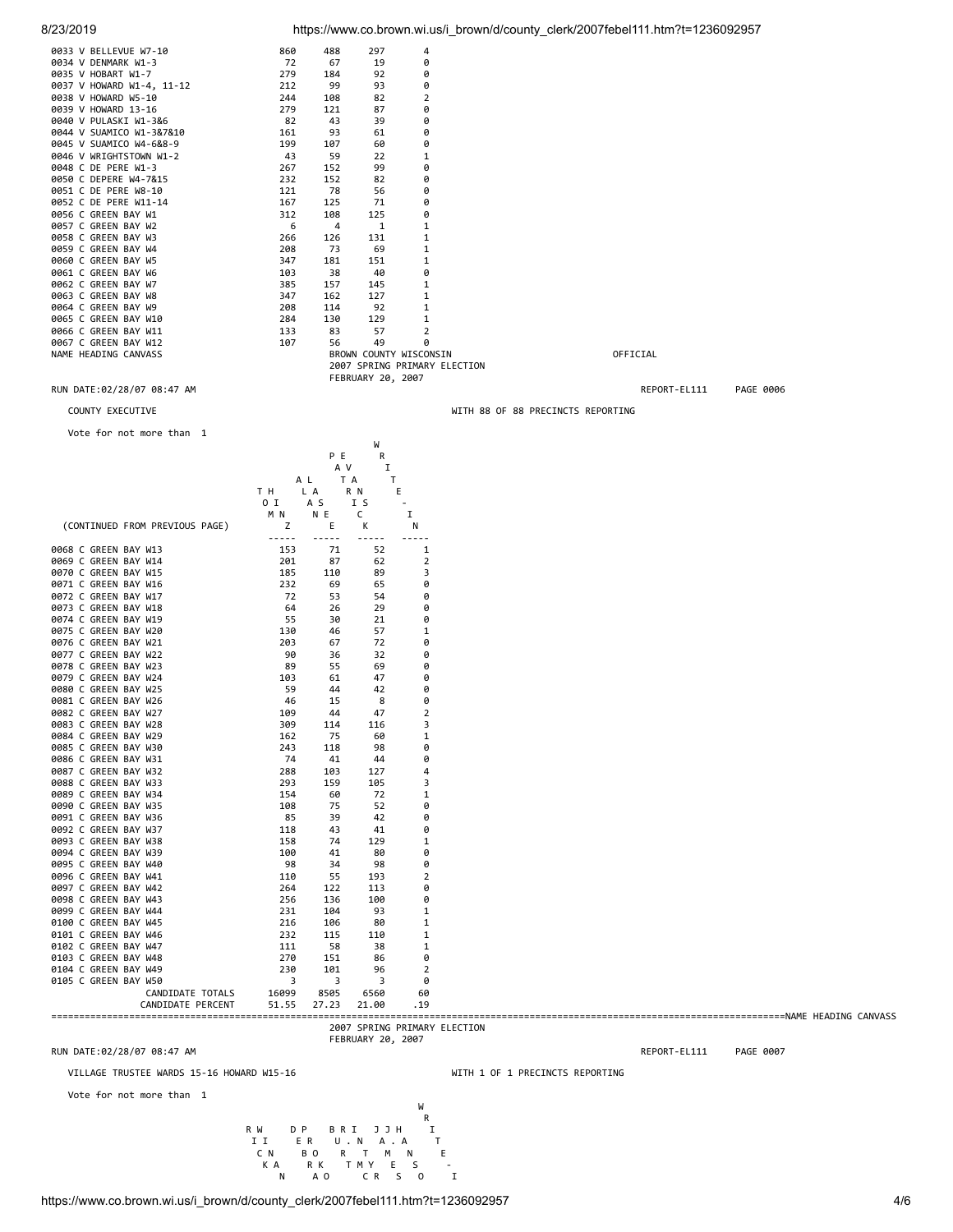| Precinct | THOMAS ZINN | ALLAN PEASE | TRAVIS | WRITE-IN |
|---|---|---|---|---|
| 0033 V BELLEVUE W7-10 | 860 | 488 | 297 | 4 |
| 0034 V DENMARK W1-3 | 72 | 67 | 19 | 0 |
| 0035 V HOBART W1-7 | 279 | 184 | 92 | 0 |
| 0037 V HOWARD W1-4, 11-12 | 212 | 99 | 93 | 0 |
| 0038 V HOWARD W5-10 | 244 | 108 | 82 | 2 |
| 0039 V HOWARD 13-16 | 279 | 121 | 87 | 0 |
| 0040 V PULASKI W1-3&6 | 82 | 43 | 39 | 0 |
| 0044 V SUAMICO W1-3&7&10 | 161 | 93 | 61 | 0 |
| 0045 V SUAMICO W4-6&8-9 | 199 | 107 | 60 | 0 |
| 0046 V WRIGHTSTOWN W1-2 | 43 | 59 | 22 | 1 |
| 0048 C DE PERE W1-3 | 267 | 152 | 99 | 0 |
| 0050 C DEPERE W4-7&15 | 232 | 152 | 82 | 0 |
| 0051 C DE PERE W8-10 | 121 | 78 | 56 | 0 |
| 0052 C DE PERE W11-14 | 167 | 125 | 71 | 0 |
| 0056 C GREEN BAY W1 | 312 | 108 | 125 | 0 |
| 0057 C GREEN BAY W2 | 6 | 4 | 1 | 1 |
| 0058 C GREEN BAY W3 | 266 | 126 | 131 | 1 |
| 0059 C GREEN BAY W4 | 208 | 73 | 69 | 1 |
| 0060 C GREEN BAY W5 | 347 | 181 | 151 | 1 |
| 0061 C GREEN BAY W6 | 103 | 38 | 40 | 0 |
| 0062 C GREEN BAY W7 | 385 | 157 | 145 | 1 |
| 0063 C GREEN BAY W8 | 347 | 162 | 127 | 1 |
| 0064 C GREEN BAY W9 | 208 | 114 | 92 | 1 |
| 0065 C GREEN BAY W10 | 284 | 130 | 129 | 1 |
| 0066 C GREEN BAY W11 | 133 | 83 | 57 | 2 |
| 0067 C GREEN BAY W12 | 107 | 56 | 49 | 0 |

NAME HEADING CANVASS

BROWN COUNTY WISCONSIN
2007 SPRING PRIMARY ELECTION
FEBRUARY 20, 2007

OFFICIAL

RUN DATE:02/28/07 08:47 AM REPORT-EL111 PAGE 0006

COUNTY EXECUTIVE WITH 88 OF 88 PRECINCTS REPORTING

Vote for not more than 1

| (CONTINUED FROM PREVIOUS PAGE) | THOMAS ZINN | ALLAN PEASE | TRAVIS PAWLICKI | WRITE-IN |
|---|---|---|---|---|
| 0068 C GREEN BAY W13 | 153 | 71 | 52 | 1 |
| 0069 C GREEN BAY W14 | 201 | 87 | 62 | 2 |
| 0070 C GREEN BAY W15 | 185 | 110 | 89 | 3 |
| 0071 C GREEN BAY W16 | 232 | 69 | 65 | 0 |
| 0072 C GREEN BAY W17 | 72 | 53 | 54 | 0 |
| 0073 C GREEN BAY W18 | 64 | 26 | 29 | 0 |
| 0074 C GREEN BAY W19 | 55 | 30 | 21 | 0 |
| 0075 C GREEN BAY W20 | 130 | 46 | 57 | 1 |
| 0076 C GREEN BAY W21 | 203 | 67 | 72 | 0 |
| 0077 C GREEN BAY W22 | 90 | 36 | 32 | 0 |
| 0078 C GREEN BAY W23 | 89 | 55 | 69 | 0 |
| 0079 C GREEN BAY W24 | 103 | 61 | 47 | 0 |
| 0080 C GREEN BAY W25 | 59 | 44 | 42 | 0 |
| 0081 C GREEN BAY W26 | 46 | 15 | 8 | 0 |
| 0082 C GREEN BAY W27 | 109 | 44 | 47 | 2 |
| 0083 C GREEN BAY W28 | 309 | 114 | 116 | 3 |
| 0084 C GREEN BAY W29 | 162 | 75 | 60 | 1 |
| 0085 C GREEN BAY W30 | 243 | 118 | 98 | 0 |
| 0086 C GREEN BAY W31 | 74 | 41 | 44 | 0 |
| 0087 C GREEN BAY W32 | 288 | 103 | 127 | 4 |
| 0088 C GREEN BAY W33 | 293 | 159 | 105 | 3 |
| 0089 C GREEN BAY W34 | 154 | 60 | 72 | 1 |
| 0090 C GREEN BAY W35 | 108 | 75 | 52 | 0 |
| 0091 C GREEN BAY W36 | 85 | 39 | 42 | 0 |
| 0092 C GREEN BAY W37 | 118 | 43 | 41 | 0 |
| 0093 C GREEN BAY W38 | 158 | 74 | 129 | 1 |
| 0094 C GREEN BAY W39 | 100 | 41 | 80 | 0 |
| 0095 C GREEN BAY W40 | 98 | 34 | 98 | 0 |
| 0096 C GREEN BAY W41 | 110 | 55 | 193 | 2 |
| 0097 C GREEN BAY W42 | 264 | 122 | 113 | 0 |
| 0098 C GREEN BAY W43 | 256 | 136 | 100 | 0 |
| 0099 C GREEN BAY W44 | 231 | 104 | 93 | 1 |
| 0100 C GREEN BAY W45 | 216 | 106 | 80 | 1 |
| 0101 C GREEN BAY W46 | 232 | 115 | 110 | 1 |
| 0102 C GREEN BAY W47 | 111 | 58 | 38 | 1 |
| 0103 C GREEN BAY W48 | 270 | 151 | 86 | 0 |
| 0104 C GREEN BAY W49 | 230 | 101 | 96 | 2 |
| 0105 C GREEN BAY W50 | 3 | 3 | 3 | 0 |
| CANDIDATE TOTALS | 16099 | 8505 | 6560 | 60 |
| CANDIDATE PERCENT | 51.55 | 27.23 | 21.00 | .19 |

NAME HEADING CANVASS

2007 SPRING PRIMARY ELECTION
FEBRUARY 20, 2007

RUN DATE:02/28/07 08:47 AM REPORT-EL111 PAGE 0007

VILLAGE TRUSTEE WARDS 15-16 HOWARD W15-16 WITH 1 OF 1 PRECINCTS REPORTING

Vote for not more than 1

| RICK WINN | DEBRA ROKO | BRUCE R. TRUMMY | J.J. ANDERSON | WRITE-IN |
|---|---|---|---|---|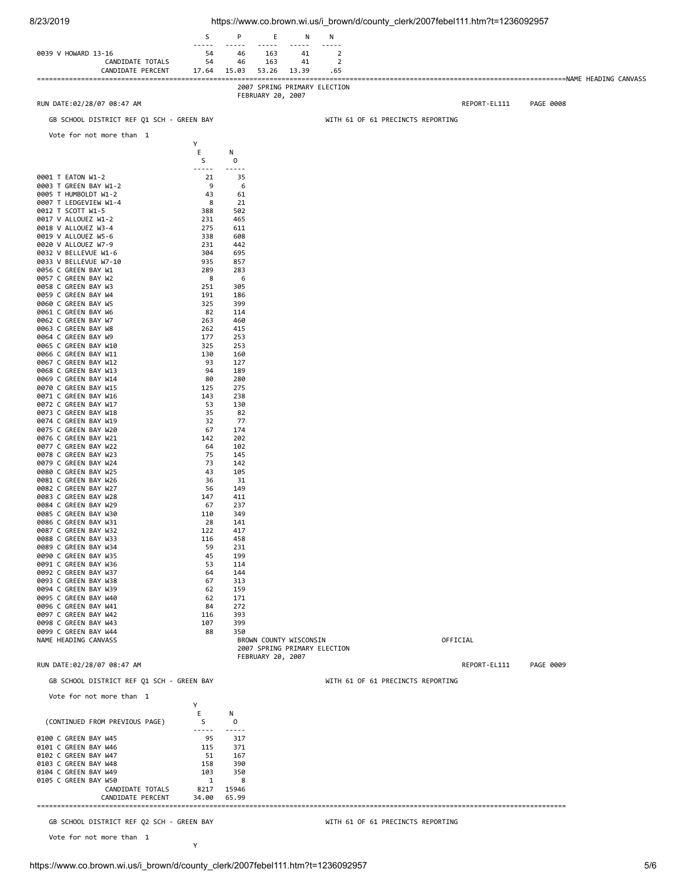| | S | P | E | N | N |
|---|---|---|---|---|---|
| 0039 V HOWARD 13-16 | 54 | 46 | 163 | 41 | 2 |
| CANDIDATE TOTALS | 54 | 46 | 163 | 41 | 2 |
| CANDIDATE PERCENT | 17.64 | 15.03 | 53.26 | 13.39 | .65 |

2007 SPRING PRIMARY ELECTION
FEBRUARY 20, 2007

RUN DATE:02/28/07 08:47 AM REPORT-EL111 PAGE 0008

GB SCHOOL DISTRICT REF Q1 SCH - GREEN BAY WITH 61 OF 61 PRECINCTS REPORTING

Vote for not more than 1

| | YES | NO |
|---|---|---|
| 0001 T EATON W1-2 | 21 | 35 |
| 0003 T GREEN BAY W1-2 | 9 | 6 |
| 0005 T HUMBOLDT W1-2 | 43 | 61 |
| 0007 T LEDGEVIEW W1-4 | 8 | 21 |
| 0012 T SCOTT W1-5 | 388 | 502 |
| 0017 V ALLOUEZ W1-2 | 231 | 465 |
| 0018 V ALLOUEZ W3-4 | 275 | 611 |
| 0019 V ALLOUEZ W5-6 | 338 | 608 |
| 0020 V ALLOUEZ W7-9 | 231 | 442 |
| 0032 V BELLEVUE W1-6 | 304 | 695 |
| 0033 V BELLEVUE W7-10 | 935 | 857 |
| 0056 C GREEN BAY W1 | 289 | 283 |
| 0057 C GREEN BAY W2 | 8 | 6 |
| 0058 C GREEN BAY W3 | 251 | 305 |
| 0059 C GREEN BAY W4 | 191 | 186 |
| 0060 C GREEN BAY W5 | 325 | 399 |
| 0061 C GREEN BAY W6 | 82 | 114 |
| 0062 C GREEN BAY W7 | 263 | 460 |
| 0063 C GREEN BAY W8 | 262 | 415 |
| 0064 C GREEN BAY W9 | 177 | 253 |
| 0065 C GREEN BAY W10 | 325 | 253 |
| 0066 C GREEN BAY W11 | 130 | 160 |
| 0067 C GREEN BAY W12 | 93 | 127 |
| 0068 C GREEN BAY W13 | 94 | 189 |
| 0069 C GREEN BAY W14 | 80 | 280 |
| 0070 C GREEN BAY W15 | 125 | 275 |
| 0071 C GREEN BAY W16 | 143 | 238 |
| 0072 C GREEN BAY W17 | 53 | 130 |
| 0073 C GREEN BAY W18 | 35 | 82 |
| 0074 C GREEN BAY W19 | 32 | 77 |
| 0075 C GREEN BAY W20 | 67 | 174 |
| 0076 C GREEN BAY W21 | 142 | 202 |
| 0077 C GREEN BAY W22 | 64 | 102 |
| 0078 C GREEN BAY W23 | 75 | 145 |
| 0079 C GREEN BAY W24 | 73 | 142 |
| 0080 C GREEN BAY W25 | 43 | 105 |
| 0081 C GREEN BAY W26 | 36 | 31 |
| 0082 C GREEN BAY W27 | 56 | 149 |
| 0083 C GREEN BAY W28 | 147 | 411 |
| 0084 C GREEN BAY W29 | 67 | 237 |
| 0085 C GREEN BAY W30 | 110 | 349 |
| 0086 C GREEN BAY W31 | 28 | 141 |
| 0087 C GREEN BAY W32 | 122 | 417 |
| 0088 C GREEN BAY W33 | 116 | 458 |
| 0089 C GREEN BAY W34 | 59 | 231 |
| 0090 C GREEN BAY W35 | 45 | 199 |
| 0091 C GREEN BAY W36 | 53 | 114 |
| 0092 C GREEN BAY W37 | 64 | 144 |
| 0093 C GREEN BAY W38 | 67 | 313 |
| 0094 C GREEN BAY W39 | 62 | 159 |
| 0095 C GREEN BAY W40 | 62 | 171 |
| 0096 C GREEN BAY W41 | 84 | 272 |
| 0097 C GREEN BAY W42 | 116 | 393 |
| 0098 C GREEN BAY W43 | 107 | 399 |
| 0099 C GREEN BAY W44 | 88 | 350 |

NAME HEADING CANVASS BROWN COUNTY WISCONSIN OFFICIAL
2007 SPRING PRIMARY ELECTION
FEBRUARY 20, 2007

RUN DATE:02/28/07 08:47 AM REPORT-EL111 PAGE 0009

GB SCHOOL DISTRICT REF Q1 SCH - GREEN BAY WITH 61 OF 61 PRECINCTS REPORTING

Vote for not more than 1

| (CONTINUED FROM PREVIOUS PAGE) | YES | NO |
|---|---|---|
| 0100 C GREEN BAY W45 | 95 | 317 |
| 0101 C GREEN BAY W46 | 115 | 371 |
| 0102 C GREEN BAY W47 | 51 | 167 |
| 0103 C GREEN BAY W48 | 158 | 390 |
| 0104 C GREEN BAY W49 | 103 | 350 |
| 0105 C GREEN BAY W50 | 1 | 8 |
| CANDIDATE TOTALS | 8217 | 15946 |
| CANDIDATE PERCENT | 34.00 | 65.99 |

GB SCHOOL DISTRICT REF Q2 SCH - GREEN BAY WITH 61 OF 61 PRECINCTS REPORTING

Vote for not more than 1

Y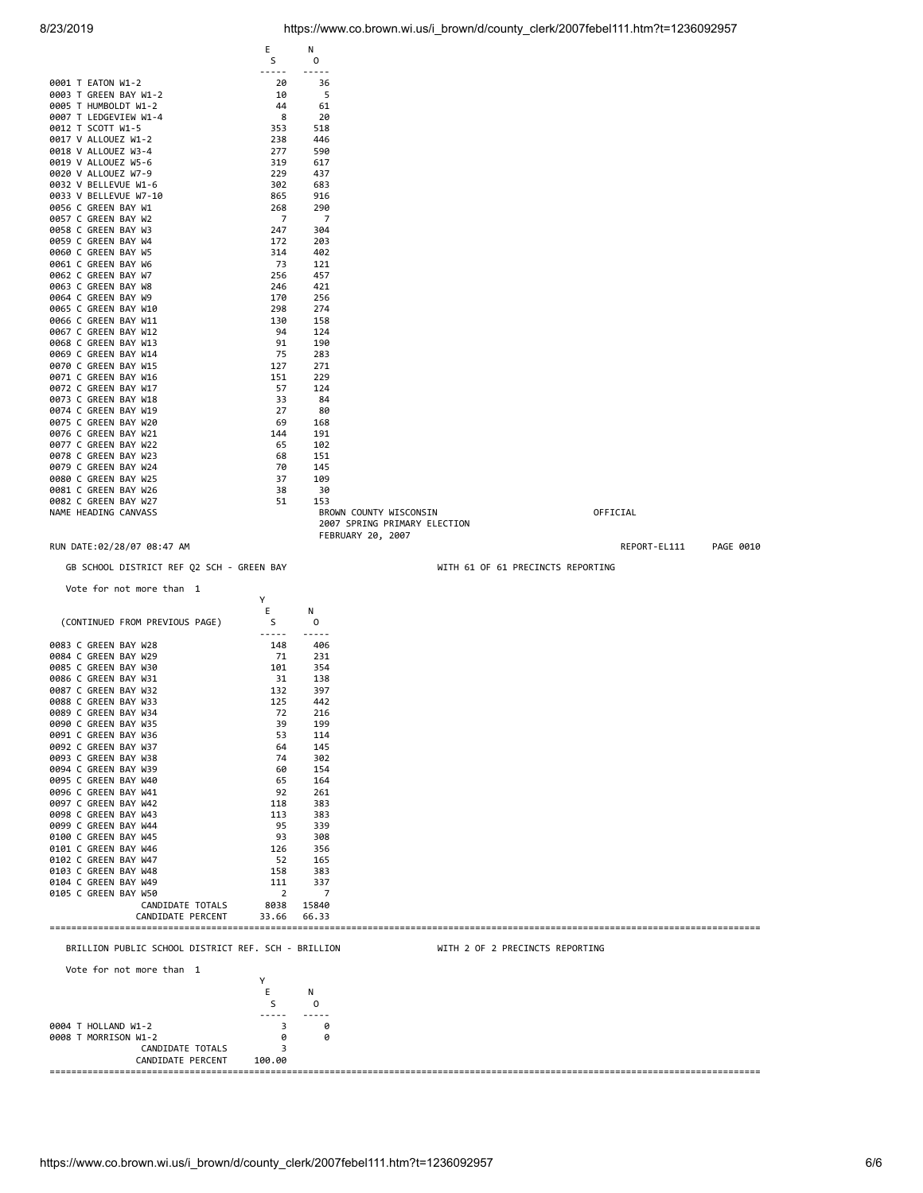| | YES | NO |
|---|---|---|
| 0001 T EATON W1-2 | 20 | 36 |
| 0003 T GREEN BAY W1-2 | 10 | 5 |
| 0005 T HUMBOLDT W1-2 | 44 | 61 |
| 0007 T LEDGEVIEW W1-4 | 8 | 20 |
| 0012 T SCOTT W1-5 | 353 | 518 |
| 0017 V ALLOUEZ W1-2 | 238 | 446 |
| 0018 V ALLOUEZ W3-4 | 277 | 590 |
| 0019 V ALLOUEZ W5-6 | 319 | 617 |
| 0020 V ALLOUEZ W7-9 | 229 | 437 |
| 0032 V BELLEVUE W1-6 | 302 | 683 |
| 0033 V BELLEVUE W7-10 | 865 | 916 |
| 0056 C GREEN BAY W1 | 268 | 290 |
| 0057 C GREEN BAY W2 | 7 | 7 |
| 0058 C GREEN BAY W3 | 247 | 304 |
| 0059 C GREEN BAY W4 | 172 | 203 |
| 0060 C GREEN BAY W5 | 314 | 402 |
| 0061 C GREEN BAY W6 | 73 | 121 |
| 0062 C GREEN BAY W7 | 256 | 457 |
| 0063 C GREEN BAY W8 | 246 | 421 |
| 0064 C GREEN BAY W9 | 170 | 256 |
| 0065 C GREEN BAY W10 | 298 | 274 |
| 0066 C GREEN BAY W11 | 130 | 158 |
| 0067 C GREEN BAY W12 | 94 | 124 |
| 0068 C GREEN BAY W13 | 91 | 190 |
| 0069 C GREEN BAY W14 | 75 | 283 |
| 0070 C GREEN BAY W15 | 127 | 271 |
| 0071 C GREEN BAY W16 | 151 | 229 |
| 0072 C GREEN BAY W17 | 57 | 124 |
| 0073 C GREEN BAY W18 | 33 | 84 |
| 0074 C GREEN BAY W19 | 27 | 80 |
| 0075 C GREEN BAY W20 | 69 | 168 |
| 0076 C GREEN BAY W21 | 144 | 191 |
| 0077 C GREEN BAY W22 | 65 | 102 |
| 0078 C GREEN BAY W23 | 68 | 151 |
| 0079 C GREEN BAY W24 | 70 | 145 |
| 0080 C GREEN BAY W25 | 37 | 109 |
| 0081 C GREEN BAY W26 | 38 | 30 |
| 0082 C GREEN BAY W27 | 51 | 153 |

NAME HEADING CANVASS

BROWN COUNTY WISCONSIN
2007 SPRING PRIMARY ELECTION
FEBRUARY 20, 2007

OFFICIAL

RUN DATE:02/28/07 08:47 AM

REPORT-EL111 PAGE 0010

GB SCHOOL DISTRICT REF Q2 SCH - GREEN BAY — WITH 61 OF 61 PRECINCTS REPORTING

Vote for not more than 1

| (CONTINUED FROM PREVIOUS PAGE) | YES | NO |
|---|---|---|
| 0083 C GREEN BAY W28 | 148 | 406 |
| 0084 C GREEN BAY W29 | 71 | 231 |
| 0085 C GREEN BAY W30 | 101 | 354 |
| 0086 C GREEN BAY W31 | 31 | 138 |
| 0087 C GREEN BAY W32 | 132 | 397 |
| 0088 C GREEN BAY W33 | 125 | 442 |
| 0089 C GREEN BAY W34 | 72 | 216 |
| 0090 C GREEN BAY W35 | 39 | 199 |
| 0091 C GREEN BAY W36 | 53 | 114 |
| 0092 C GREEN BAY W37 | 64 | 145 |
| 0093 C GREEN BAY W38 | 74 | 302 |
| 0094 C GREEN BAY W39 | 60 | 154 |
| 0095 C GREEN BAY W40 | 65 | 164 |
| 0096 C GREEN BAY W41 | 92 | 261 |
| 0097 C GREEN BAY W42 | 118 | 383 |
| 0098 C GREEN BAY W43 | 113 | 383 |
| 0099 C GREEN BAY W44 | 95 | 339 |
| 0100 C GREEN BAY W45 | 93 | 308 |
| 0101 C GREEN BAY W46 | 126 | 356 |
| 0102 C GREEN BAY W47 | 52 | 165 |
| 0103 C GREEN BAY W48 | 158 | 383 |
| 0104 C GREEN BAY W49 | 111 | 337 |
| 0105 C GREEN BAY W50 | 2 | 7 |
| CANDIDATE TOTALS | 8038 | 15840 |
| CANDIDATE PERCENT | 33.66 | 66.33 |

BRILLION PUBLIC SCHOOL DISTRICT REF. SCH - BRILLION — WITH 2 OF 2 PRECINCTS REPORTING

Vote for not more than 1

| | YES | NO |
|---|---|---|
| 0004 T HOLLAND W1-2 | 3 | 0 |
| 0008 T MORRISON W1-2 | 0 | 0 |
| CANDIDATE TOTALS | 3 | |
| CANDIDATE PERCENT | 100.00 | |